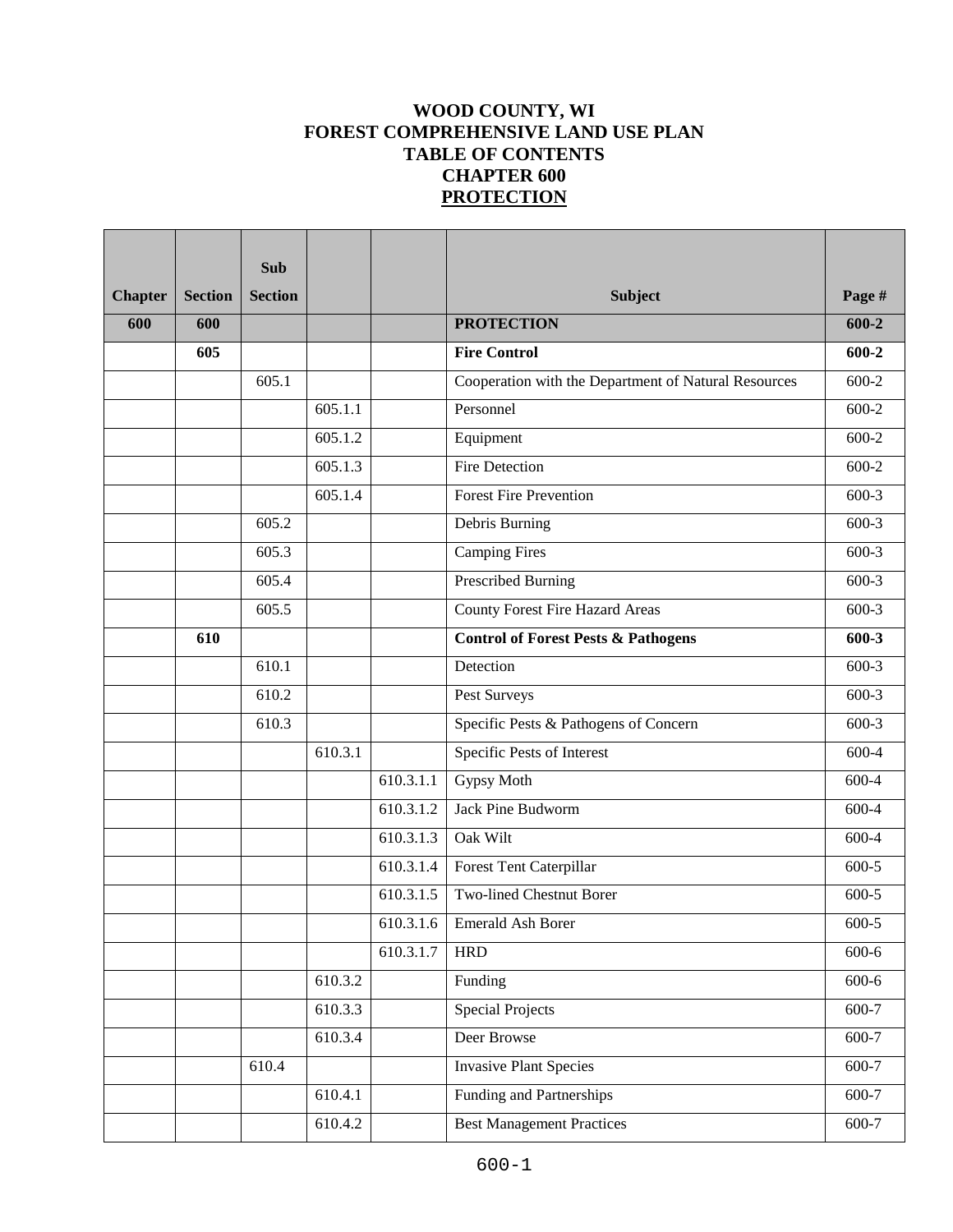# WOOD COUNTY, WI
# FOREST COMPREHENSIVE LAND USE PLAN
# TABLE OF CONTENTS
# CHAPTER 600
# PROTECTION

| Chapter | Section | Sub Section | | | Subject | Page # |
|---|---|---|---|---|---|---|
| **600** | **600** | | | | **PROTECTION** | **600-2** |
| | **605** | | | | **Fire Control** | **600-2** |
| | | 605.1 | | | Cooperation with the Department of Natural Resources | 600-2 |
| | | | 605.1.1 | | Personnel | 600-2 |
| | | | 605.1.2 | | Equipment | 600-2 |
| | | | 605.1.3 | | Fire Detection | 600-2 |
| | | | 605.1.4 | | Forest Fire Prevention | 600-3 |
| | | 605.2 | | | Debris Burning | 600-3 |
| | | 605.3 | | | Camping Fires | 600-3 |
| | | 605.4 | | | Prescribed Burning | 600-3 |
| | | 605.5 | | | County Forest Fire Hazard Areas | 600-3 |
| | **610** | | | | **Control of Forest Pests & Pathogens** | **600-3** |
| | | 610.1 | | | Detection | 600-3 |
| | | 610.2 | | | Pest Surveys | 600-3 |
| | | 610.3 | | | Specific Pests & Pathogens of Concern | 600-3 |
| | | | 610.3.1 | | Specific Pests of Interest | 600-4 |
| | | | | 610.3.1.1 | Gypsy Moth | 600-4 |
| | | | | 610.3.1.2 | Jack Pine Budworm | 600-4 |
| | | | | 610.3.1.3 | Oak Wilt | 600-4 |
| | | | | 610.3.1.4 | Forest Tent Caterpillar | 600-5 |
| | | | | 610.3.1.5 | Two-lined Chestnut Borer | 600-5 |
| | | | | 610.3.1.6 | Emerald Ash Borer | 600-5 |
| | | | | 610.3.1.7 | HRD | 600-6 |
| | | | 610.3.2 | | Funding | 600-6 |
| | | | 610.3.3 | | Special Projects | 600-7 |
| | | | 610.3.4 | | Deer Browse | 600-7 |
| | | 610.4 | | | Invasive Plant Species | 600-7 |
| | | | 610.4.1 | | Funding and Partnerships | 600-7 |
| | | | 610.4.2 | | Best Management Practices | 600-7 |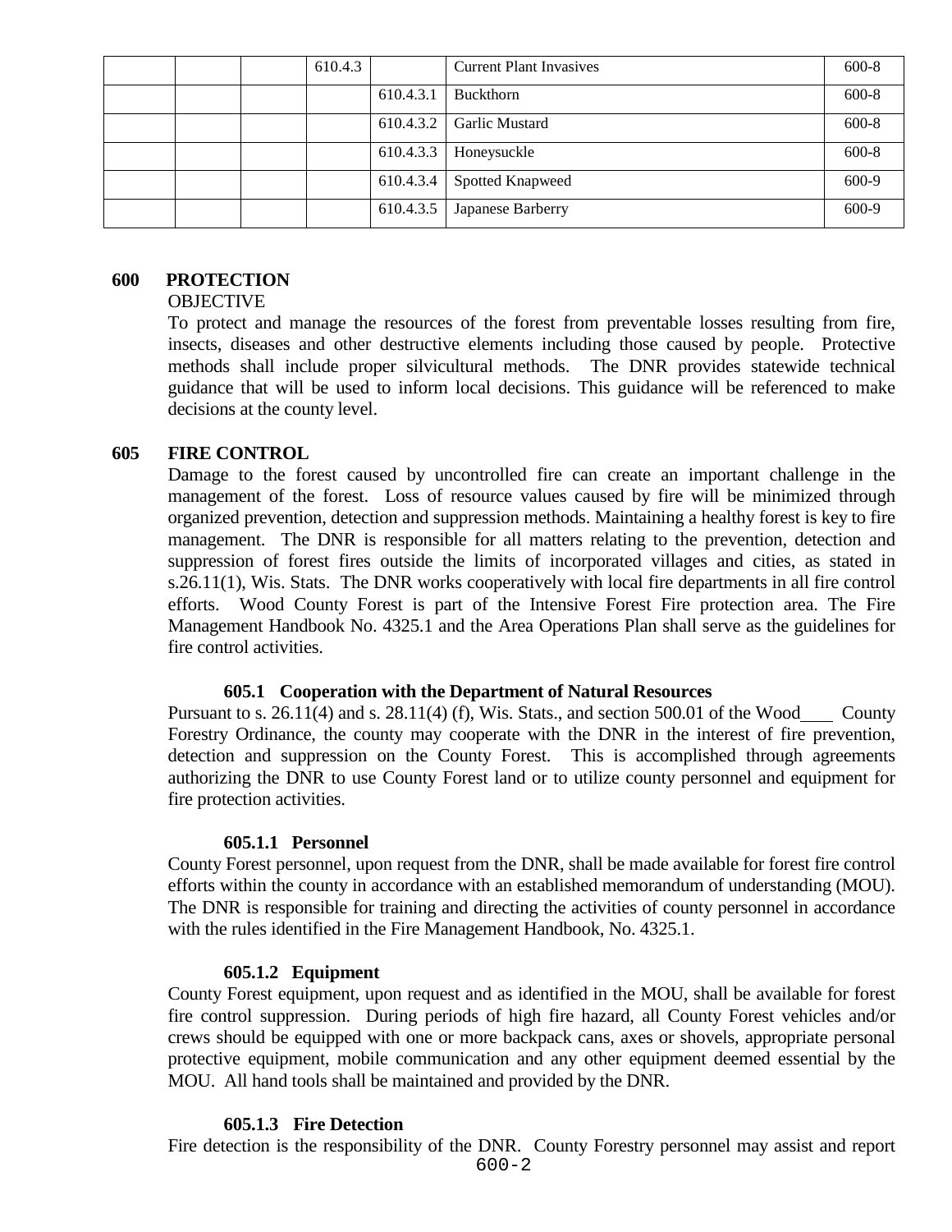| | | | | | | |
|---|---|---|---|---|---|---|
| | | | 610.4.3 | | Current Plant Invasives | 600-8 |
| | | | | 610.4.3.1 | Buckthorn | 600-8 |
| | | | | 610.4.3.2 | Garlic Mustard | 600-8 |
| | | | | 610.4.3.3 | Honeysuckle | 600-8 |
| | | | | 610.4.3.4 | Spotted Knapweed | 600-9 |
| | | | | 610.4.3.5 | Japanese Barberry | 600-9 |

# 600 PROTECTION

OBJECTIVE

To protect and manage the resources of the forest from preventable losses resulting from fire, insects, diseases and other destructive elements including those caused by people. Protective methods shall include proper silvicultural methods. The DNR provides statewide technical guidance that will be used to inform local decisions. This guidance will be referenced to make decisions at the county level.

## 605 FIRE CONTROL

Damage to the forest caused by uncontrolled fire can create an important challenge in the management of the forest. Loss of resource values caused by fire will be minimized through organized prevention, detection and suppression methods. Maintaining a healthy forest is key to fire management. The DNR is responsible for all matters relating to the prevention, detection and suppression of forest fires outside the limits of incorporated villages and cities, as stated in s.26.11(1), Wis. Stats. The DNR works cooperatively with local fire departments in all fire control efforts. Wood County Forest is part of the Intensive Forest Fire protection area. The Fire Management Handbook No. 4325.1 and the Area Operations Plan shall serve as the guidelines for fire control activities.

### 605.1 Cooperation with the Department of Natural Resources

Pursuant to s. 26.11(4) and s. 28.11(4) (f), Wis. Stats., and section 500.01 of the Wood County Forestry Ordinance, the county may cooperate with the DNR in the interest of fire prevention, detection and suppression on the County Forest. This is accomplished through agreements authorizing the DNR to use County Forest land or to utilize county personnel and equipment for fire protection activities.

#### 605.1.1 Personnel

County Forest personnel, upon request from the DNR, shall be made available for forest fire control efforts within the county in accordance with an established memorandum of understanding (MOU). The DNR is responsible for training and directing the activities of county personnel in accordance with the rules identified in the Fire Management Handbook, No. 4325.1.

#### 605.1.2 Equipment

County Forest equipment, upon request and as identified in the MOU, shall be available for forest fire control suppression. During periods of high fire hazard, all County Forest vehicles and/or crews should be equipped with one or more backpack cans, axes or shovels, appropriate personal protective equipment, mobile communication and any other equipment deemed essential by the MOU. All hand tools shall be maintained and provided by the DNR.

#### 605.1.3 Fire Detection

Fire detection is the responsibility of the DNR. County Forestry personnel may assist and report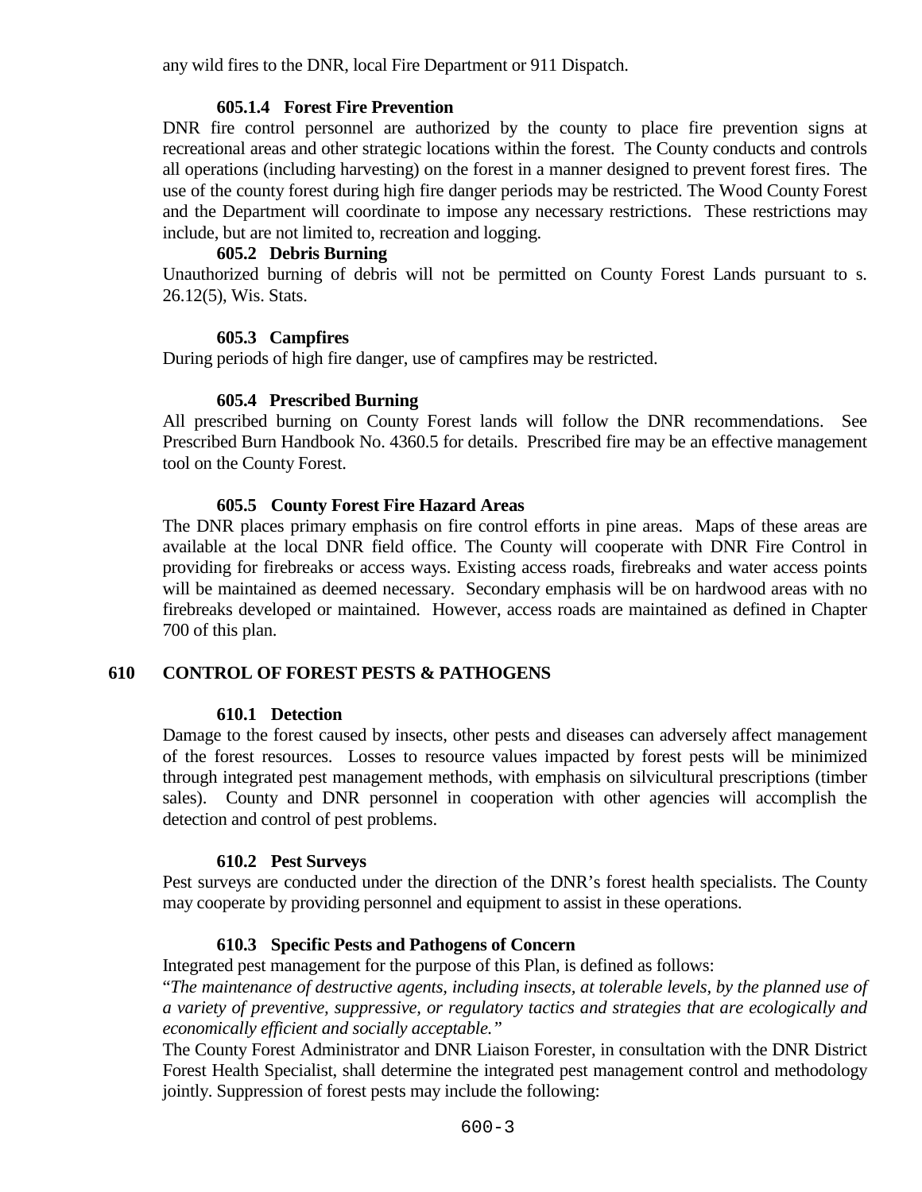any wild fires to the DNR, local Fire Department or 911 Dispatch.

#### 605.1.4 Forest Fire Prevention

DNR fire control personnel are authorized by the county to place fire prevention signs at recreational areas and other strategic locations within the forest. The County conducts and controls all operations (including harvesting) on the forest in a manner designed to prevent forest fires. The use of the county forest during high fire danger periods may be restricted. The Wood County Forest and the Department will coordinate to impose any necessary restrictions. These restrictions may include, but are not limited to, recreation and logging.

### 605.2 Debris Burning

Unauthorized burning of debris will not be permitted on County Forest Lands pursuant to s. 26.12(5), Wis. Stats.

### 605.3 Campfires

During periods of high fire danger, use of campfires may be restricted.

### 605.4 Prescribed Burning

All prescribed burning on County Forest lands will follow the DNR recommendations. See Prescribed Burn Handbook No. 4360.5 for details. Prescribed fire may be an effective management tool on the County Forest.

### 605.5 County Forest Fire Hazard Areas

The DNR places primary emphasis on fire control efforts in pine areas. Maps of these areas are available at the local DNR field office. The County will cooperate with DNR Fire Control in providing for firebreaks or access ways. Existing access roads, firebreaks and water access points will be maintained as deemed necessary. Secondary emphasis will be on hardwood areas with no firebreaks developed or maintained. However, access roads are maintained as defined in Chapter 700 of this plan.

## 610 CONTROL OF FOREST PESTS & PATHOGENS

### 610.1 Detection

Damage to the forest caused by insects, other pests and diseases can adversely affect management of the forest resources. Losses to resource values impacted by forest pests will be minimized through integrated pest management methods, with emphasis on silvicultural prescriptions (timber sales). County and DNR personnel in cooperation with other agencies will accomplish the detection and control of pest problems.

### 610.2 Pest Surveys

Pest surveys are conducted under the direction of the DNR's forest health specialists. The County may cooperate by providing personnel and equipment to assist in these operations.

### 610.3 Specific Pests and Pathogens of Concern

Integrated pest management for the purpose of this Plan, is defined as follows:

"*The maintenance of destructive agents, including insects, at tolerable levels, by the planned use of a variety of preventive, suppressive, or regulatory tactics and strategies that are ecologically and economically efficient and socially acceptable.*"

The County Forest Administrator and DNR Liaison Forester, in consultation with the DNR District Forest Health Specialist, shall determine the integrated pest management control and methodology jointly. Suppression of forest pests may include the following: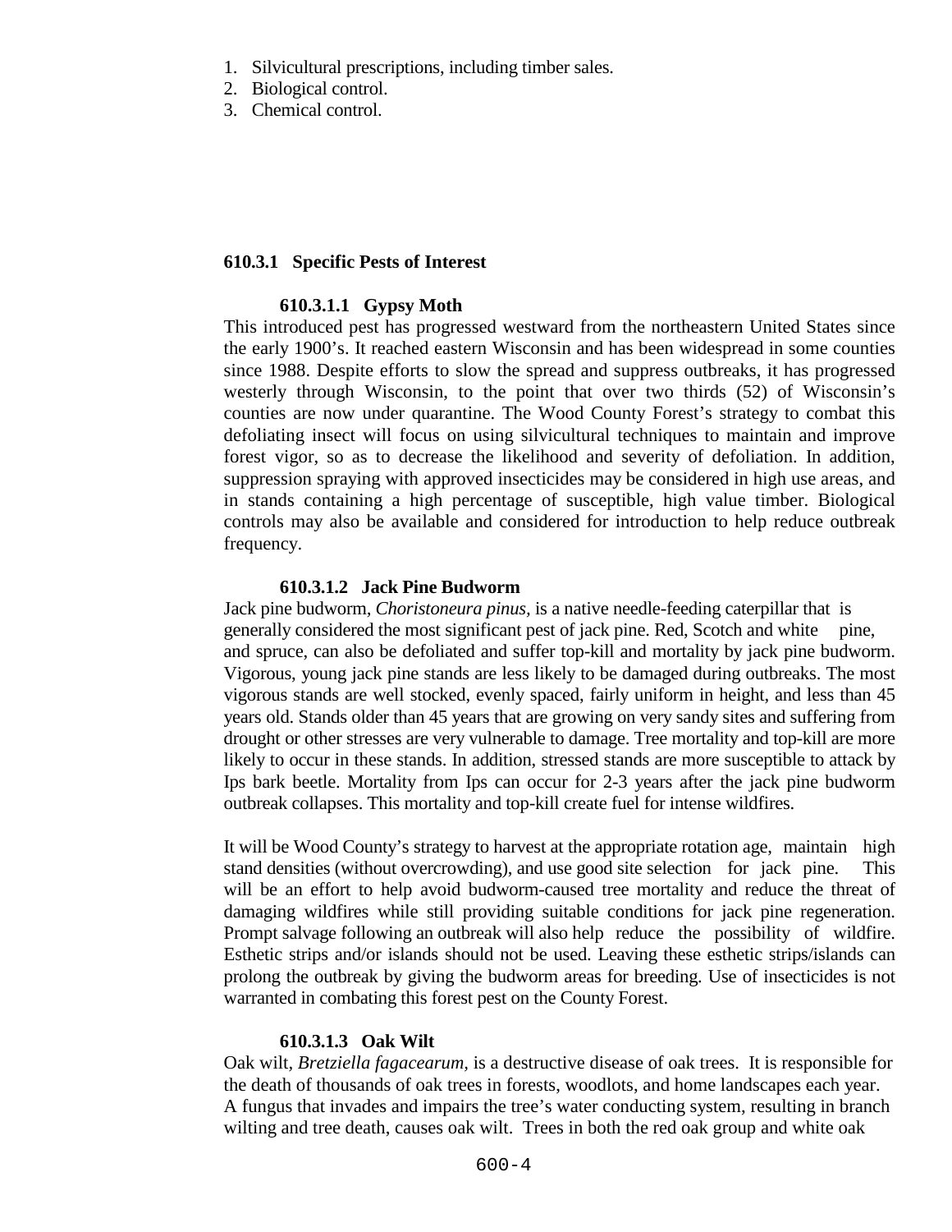1. Silvicultural prescriptions, including timber sales.
2. Biological control.
3. Chemical control.

### 610.3.1 Specific Pests of Interest

#### 610.3.1.1 Gypsy Moth

This introduced pest has progressed westward from the northeastern United States since the early 1900's. It reached eastern Wisconsin and has been widespread in some counties since 1988. Despite efforts to slow the spread and suppress outbreaks, it has progressed westerly through Wisconsin, to the point that over two thirds (52) of Wisconsin's counties are now under quarantine. The Wood County Forest's strategy to combat this defoliating insect will focus on using silvicultural techniques to maintain and improve forest vigor, so as to decrease the likelihood and severity of defoliation. In addition, suppression spraying with approved insecticides may be considered in high use areas, and in stands containing a high percentage of susceptible, high value timber. Biological controls may also be available and considered for introduction to help reduce outbreak frequency.

#### 610.3.1.2 Jack Pine Budworm

Jack pine budworm, *Choristoneura pinus,* is a native needle-feeding caterpillar that is generally considered the most significant pest of jack pine. Red, Scotch and white pine, and spruce, can also be defoliated and suffer top-kill and mortality by jack pine budworm. Vigorous, young jack pine stands are less likely to be damaged during outbreaks. The most vigorous stands are well stocked, evenly spaced, fairly uniform in height, and less than 45 years old. Stands older than 45 years that are growing on very sandy sites and suffering from drought or other stresses are very vulnerable to damage. Tree mortality and top-kill are more likely to occur in these stands. In addition, stressed stands are more susceptible to attack by Ips bark beetle. Mortality from Ips can occur for 2-3 years after the jack pine budworm outbreak collapses. This mortality and top-kill create fuel for intense wildfires.

It will be Wood County's strategy to harvest at the appropriate rotation age, maintain high stand densities (without overcrowding), and use good site selection for jack pine. This will be an effort to help avoid budworm-caused tree mortality and reduce the threat of damaging wildfires while still providing suitable conditions for jack pine regeneration. Prompt salvage following an outbreak will also help reduce the possibility of wildfire. Esthetic strips and/or islands should not be used. Leaving these esthetic strips/islands can prolong the outbreak by giving the budworm areas for breeding. Use of insecticides is not warranted in combating this forest pest on the County Forest.

#### 610.3.1.3 Oak Wilt

Oak wilt, *Bretziella fagacearum,* is a destructive disease of oak trees. It is responsible for the death of thousands of oak trees in forests, woodlots, and home landscapes each year. A fungus that invades and impairs the tree's water conducting system, resulting in branch wilting and tree death, causes oak wilt. Trees in both the red oak group and white oak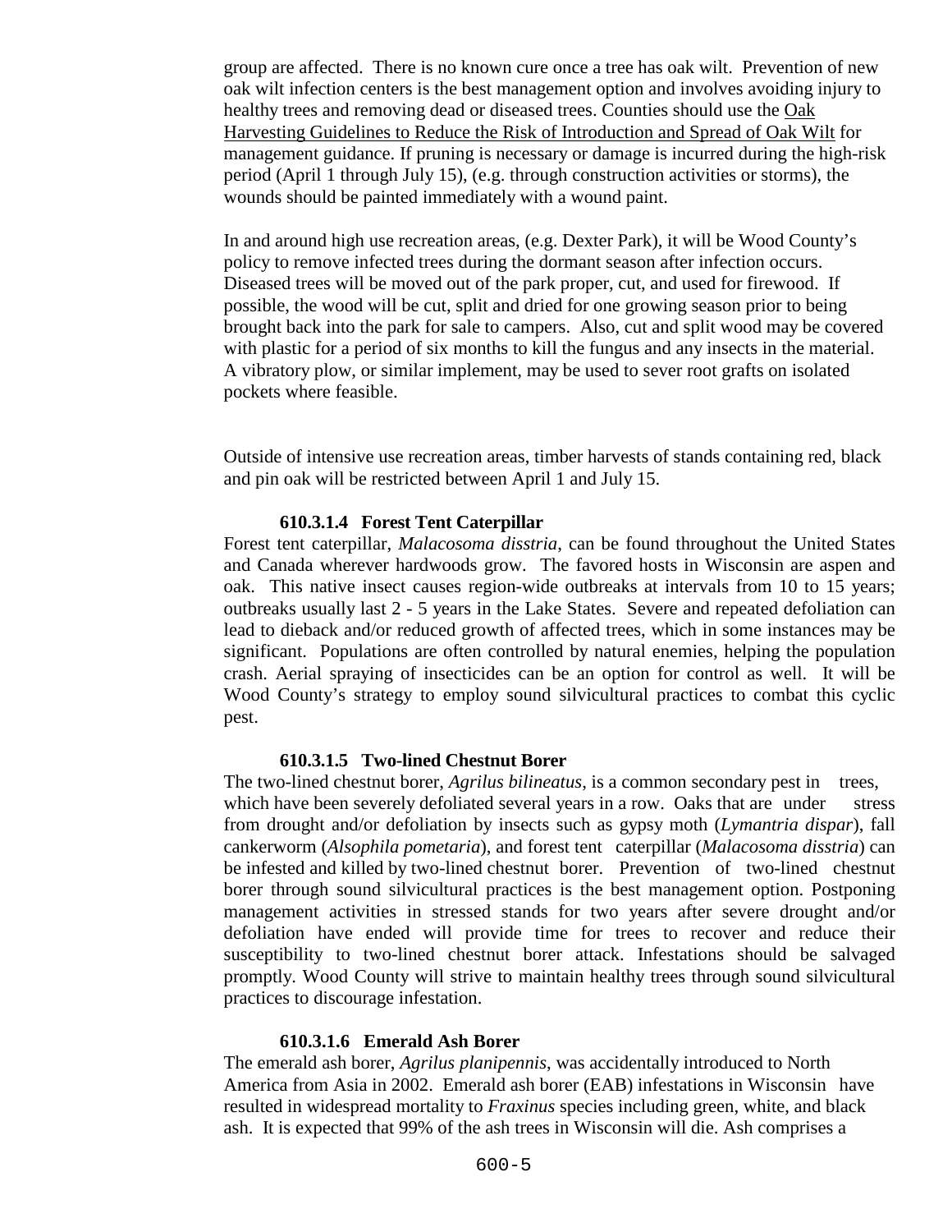group are affected. There is no known cure once a tree has oak wilt. Prevention of new oak wilt infection centers is the best management option and involves avoiding injury to healthy trees and removing dead or diseased trees. Counties should use the Oak Harvesting Guidelines to Reduce the Risk of Introduction and Spread of Oak Wilt for management guidance. If pruning is necessary or damage is incurred during the high-risk period (April 1 through July 15), (e.g. through construction activities or storms), the wounds should be painted immediately with a wound paint.

In and around high use recreation areas, (e.g. Dexter Park), it will be Wood County's policy to remove infected trees during the dormant season after infection occurs. Diseased trees will be moved out of the park proper, cut, and used for firewood. If possible, the wood will be cut, split and dried for one growing season prior to being brought back into the park for sale to campers. Also, cut and split wood may be covered with plastic for a period of six months to kill the fungus and any insects in the material. A vibratory plow, or similar implement, may be used to sever root grafts on isolated pockets where feasible.

Outside of intensive use recreation areas, timber harvests of stands containing red, black and pin oak will be restricted between April 1 and July 15.

#### 610.3.1.4 Forest Tent Caterpillar

Forest tent caterpillar, *Malacosoma disstria*, can be found throughout the United States and Canada wherever hardwoods grow. The favored hosts in Wisconsin are aspen and oak. This native insect causes region-wide outbreaks at intervals from 10 to 15 years; outbreaks usually last 2 - 5 years in the Lake States. Severe and repeated defoliation can lead to dieback and/or reduced growth of affected trees, which in some instances may be significant. Populations are often controlled by natural enemies, helping the population crash. Aerial spraying of insecticides can be an option for control as well. It will be Wood County's strategy to employ sound silvicultural practices to combat this cyclic pest.

#### 610.3.1.5 Two-lined Chestnut Borer

The two-lined chestnut borer, *Agrilus bilineatus*, is a common secondary pest in trees, which have been severely defoliated several years in a row. Oaks that are under stress from drought and/or defoliation by insects such as gypsy moth (*Lymantria dispar*), fall cankerworm (*Alsophila pometaria*), and forest tent caterpillar (*Malacosoma disstria*) can be infested and killed by two-lined chestnut borer. Prevention of two-lined chestnut borer through sound silvicultural practices is the best management option. Postponing management activities in stressed stands for two years after severe drought and/or defoliation have ended will provide time for trees to recover and reduce their susceptibility to two-lined chestnut borer attack. Infestations should be salvaged promptly. Wood County will strive to maintain healthy trees through sound silvicultural practices to discourage infestation.

#### 610.3.1.6 Emerald Ash Borer

The emerald ash borer, *Agrilus planipennis*, was accidentally introduced to North America from Asia in 2002. Emerald ash borer (EAB) infestations in Wisconsin have resulted in widespread mortality to *Fraxinus* species including green, white, and black ash. It is expected that 99% of the ash trees in Wisconsin will die. Ash comprises a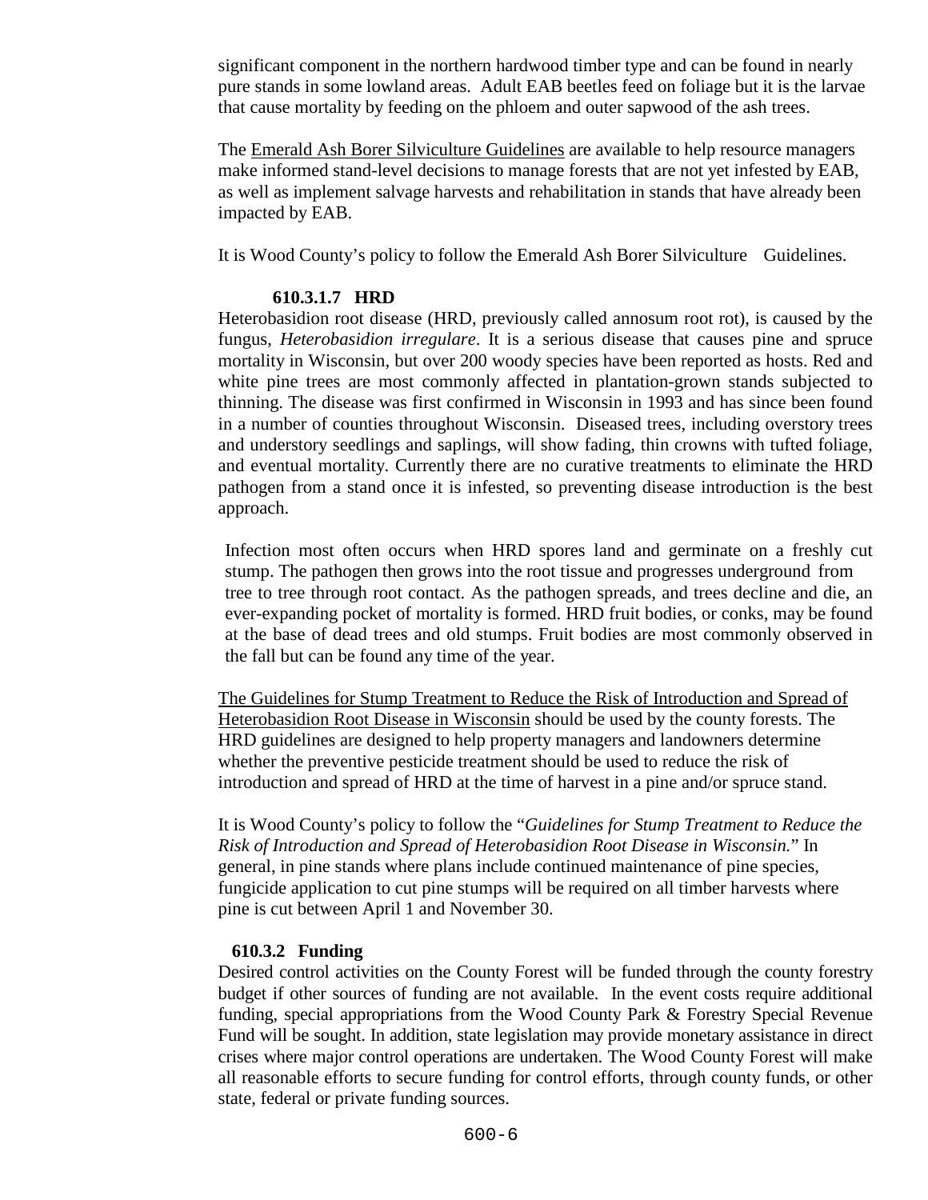significant component in the northern hardwood timber type and can be found in nearly pure stands in some lowland areas. Adult EAB beetles feed on foliage but it is the larvae that cause mortality by feeding on the phloem and outer sapwood of the ash trees.

The Emerald Ash Borer Silviculture Guidelines are available to help resource managers make informed stand-level decisions to manage forests that are not yet infested by EAB, as well as implement salvage harvests and rehabilitation in stands that have already been impacted by EAB.

It is Wood County's policy to follow the Emerald Ash Borer Silviculture Guidelines.

#### 610.3.1.7 HRD

Heterobasidion root disease (HRD, previously called annosum root rot), is caused by the fungus, *Heterobasidion irregulare*. It is a serious disease that causes pine and spruce mortality in Wisconsin, but over 200 woody species have been reported as hosts. Red and white pine trees are most commonly affected in plantation-grown stands subjected to thinning. The disease was first confirmed in Wisconsin in 1993 and has since been found in a number of counties throughout Wisconsin. Diseased trees, including overstory trees and understory seedlings and saplings, will show fading, thin crowns with tufted foliage, and eventual mortality. Currently there are no curative treatments to eliminate the HRD pathogen from a stand once it is infested, so preventing disease introduction is the best approach.

Infection most often occurs when HRD spores land and germinate on a freshly cut stump. The pathogen then grows into the root tissue and progresses underground from tree to tree through root contact. As the pathogen spreads, and trees decline and die, an ever-expanding pocket of mortality is formed. HRD fruit bodies, or conks, may be found at the base of dead trees and old stumps. Fruit bodies are most commonly observed in the fall but can be found any time of the year.

The Guidelines for Stump Treatment to Reduce the Risk of Introduction and Spread of Heterobasidion Root Disease in Wisconsin should be used by the county forests. The HRD guidelines are designed to help property managers and landowners determine whether the preventive pesticide treatment should be used to reduce the risk of introduction and spread of HRD at the time of harvest in a pine and/or spruce stand.

It is Wood County's policy to follow the "*Guidelines for Stump Treatment to Reduce the Risk of Introduction and Spread of Heterobasidion Root Disease in Wisconsin.*" In general, in pine stands where plans include continued maintenance of pine species, fungicide application to cut pine stumps will be required on all timber harvests where pine is cut between April 1 and November 30.

### 610.3.2 Funding

Desired control activities on the County Forest will be funded through the county forestry budget if other sources of funding are not available. In the event costs require additional funding, special appropriations from the Wood County Park & Forestry Special Revenue Fund will be sought. In addition, state legislation may provide monetary assistance in direct crises where major control operations are undertaken. The Wood County Forest will make all reasonable efforts to secure funding for control efforts, through county funds, or other state, federal or private funding sources.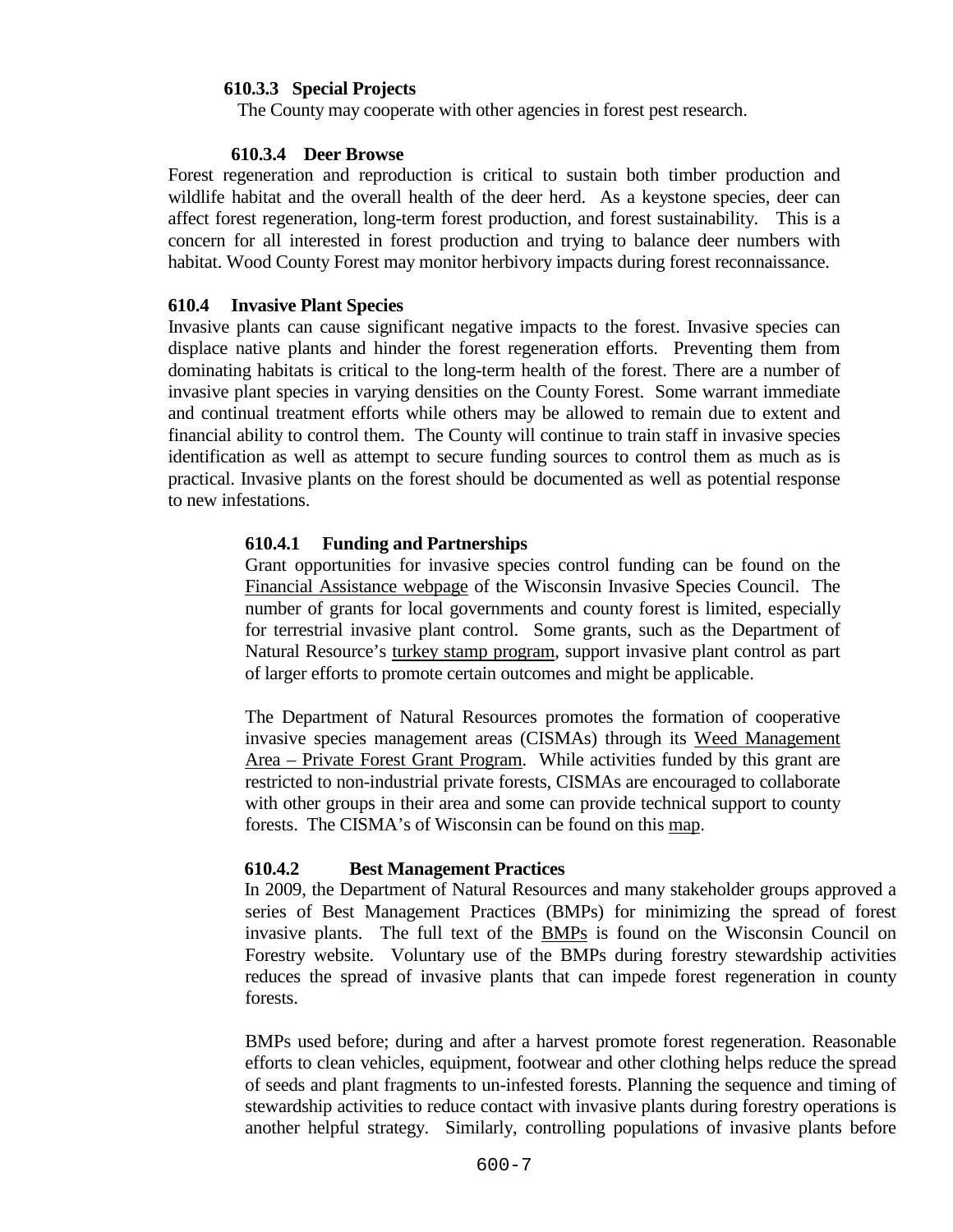#### 610.3.3 Special Projects

The County may cooperate with other agencies in forest pest research.

#### 610.3.4 Deer Browse

Forest regeneration and reproduction is critical to sustain both timber production and wildlife habitat and the overall health of the deer herd. As a keystone species, deer can affect forest regeneration, long-term forest production, and forest sustainability. This is a concern for all interested in forest production and trying to balance deer numbers with habitat. Wood County Forest may monitor herbivory impacts during forest reconnaissance.

### 610.4 Invasive Plant Species

Invasive plants can cause significant negative impacts to the forest. Invasive species can displace native plants and hinder the forest regeneration efforts. Preventing them from dominating habitats is critical to the long-term health of the forest. There are a number of invasive plant species in varying densities on the County Forest. Some warrant immediate and continual treatment efforts while others may be allowed to remain due to extent and financial ability to control them. The County will continue to train staff in invasive species identification as well as attempt to secure funding sources to control them as much as is practical. Invasive plants on the forest should be documented as well as potential response to new infestations.

#### 610.4.1 Funding and Partnerships

Grant opportunities for invasive species control funding can be found on the Financial Assistance webpage of the Wisconsin Invasive Species Council. The number of grants for local governments and county forest is limited, especially for terrestrial invasive plant control. Some grants, such as the Department of Natural Resource's turkey stamp program, support invasive plant control as part of larger efforts to promote certain outcomes and might be applicable.

The Department of Natural Resources promotes the formation of cooperative invasive species management areas (CISMAs) through its Weed Management Area – Private Forest Grant Program. While activities funded by this grant are restricted to non-industrial private forests, CISMAs are encouraged to collaborate with other groups in their area and some can provide technical support to county forests. The CISMA's of Wisconsin can be found on this map.

#### 610.4.2 Best Management Practices

In 2009, the Department of Natural Resources and many stakeholder groups approved a series of Best Management Practices (BMPs) for minimizing the spread of forest invasive plants. The full text of the BMPs is found on the Wisconsin Council on Forestry website. Voluntary use of the BMPs during forestry stewardship activities reduces the spread of invasive plants that can impede forest regeneration in county forests.

BMPs used before; during and after a harvest promote forest regeneration. Reasonable efforts to clean vehicles, equipment, footwear and other clothing helps reduce the spread of seeds and plant fragments to un-infested forests. Planning the sequence and timing of stewardship activities to reduce contact with invasive plants during forestry operations is another helpful strategy. Similarly, controlling populations of invasive plants before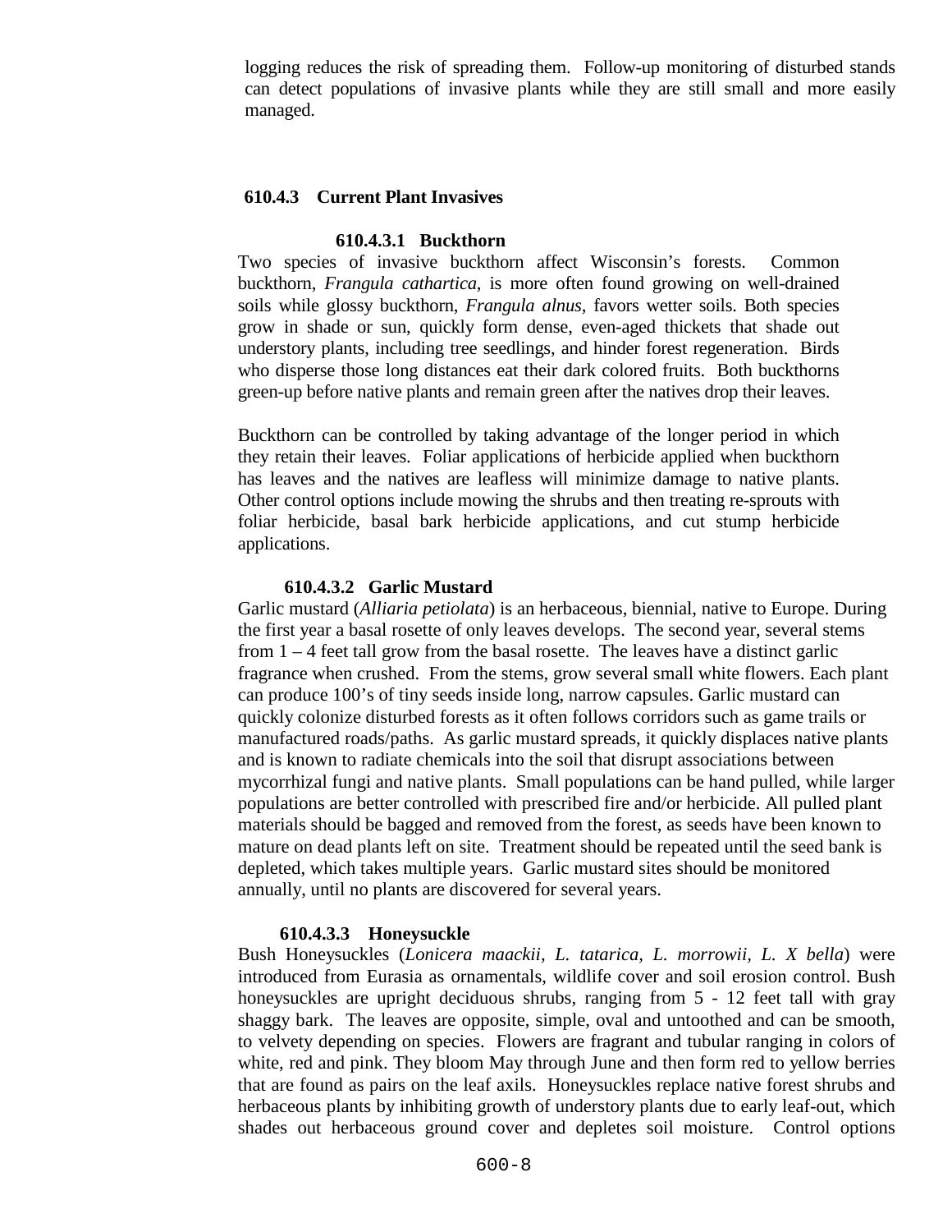logging reduces the risk of spreading them. Follow-up monitoring of disturbed stands can detect populations of invasive plants while they are still small and more easily managed.

### 610.4.3 Current Plant Invasives

#### 610.4.3.1 Buckthorn

Two species of invasive buckthorn affect Wisconsin's forests. Common buckthorn, *Frangula cathartica*, is more often found growing on well-drained soils while glossy buckthorn, *Frangula alnus*, favors wetter soils. Both species grow in shade or sun, quickly form dense, even-aged thickets that shade out understory plants, including tree seedlings, and hinder forest regeneration. Birds who disperse those long distances eat their dark colored fruits. Both buckthorns green-up before native plants and remain green after the natives drop their leaves.

Buckthorn can be controlled by taking advantage of the longer period in which they retain their leaves. Foliar applications of herbicide applied when buckthorn has leaves and the natives are leafless will minimize damage to native plants. Other control options include mowing the shrubs and then treating re-sprouts with foliar herbicide, basal bark herbicide applications, and cut stump herbicide applications.

#### 610.4.3.2 Garlic Mustard

Garlic mustard (*Alliaria petiolata*) is an herbaceous, biennial, native to Europe. During the first year a basal rosette of only leaves develops. The second year, several stems from 1 – 4 feet tall grow from the basal rosette. The leaves have a distinct garlic fragrance when crushed. From the stems, grow several small white flowers. Each plant can produce 100's of tiny seeds inside long, narrow capsules. Garlic mustard can quickly colonize disturbed forests as it often follows corridors such as game trails or manufactured roads/paths. As garlic mustard spreads, it quickly displaces native plants and is known to radiate chemicals into the soil that disrupt associations between mycorrhizal fungi and native plants. Small populations can be hand pulled, while larger populations are better controlled with prescribed fire and/or herbicide. All pulled plant materials should be bagged and removed from the forest, as seeds have been known to mature on dead plants left on site. Treatment should be repeated until the seed bank is depleted, which takes multiple years. Garlic mustard sites should be monitored annually, until no plants are discovered for several years.

#### 610.4.3.3 Honeysuckle

Bush Honeysuckles (*Lonicera maackii, L. tatarica, L. morrowii, L. X bella*) were introduced from Eurasia as ornamentals, wildlife cover and soil erosion control. Bush honeysuckles are upright deciduous shrubs, ranging from 5 - 12 feet tall with gray shaggy bark. The leaves are opposite, simple, oval and untoothed and can be smooth, to velvety depending on species. Flowers are fragrant and tubular ranging in colors of white, red and pink. They bloom May through June and then form red to yellow berries that are found as pairs on the leaf axils. Honeysuckles replace native forest shrubs and herbaceous plants by inhibiting growth of understory plants due to early leaf-out, which shades out herbaceous ground cover and depletes soil moisture. Control options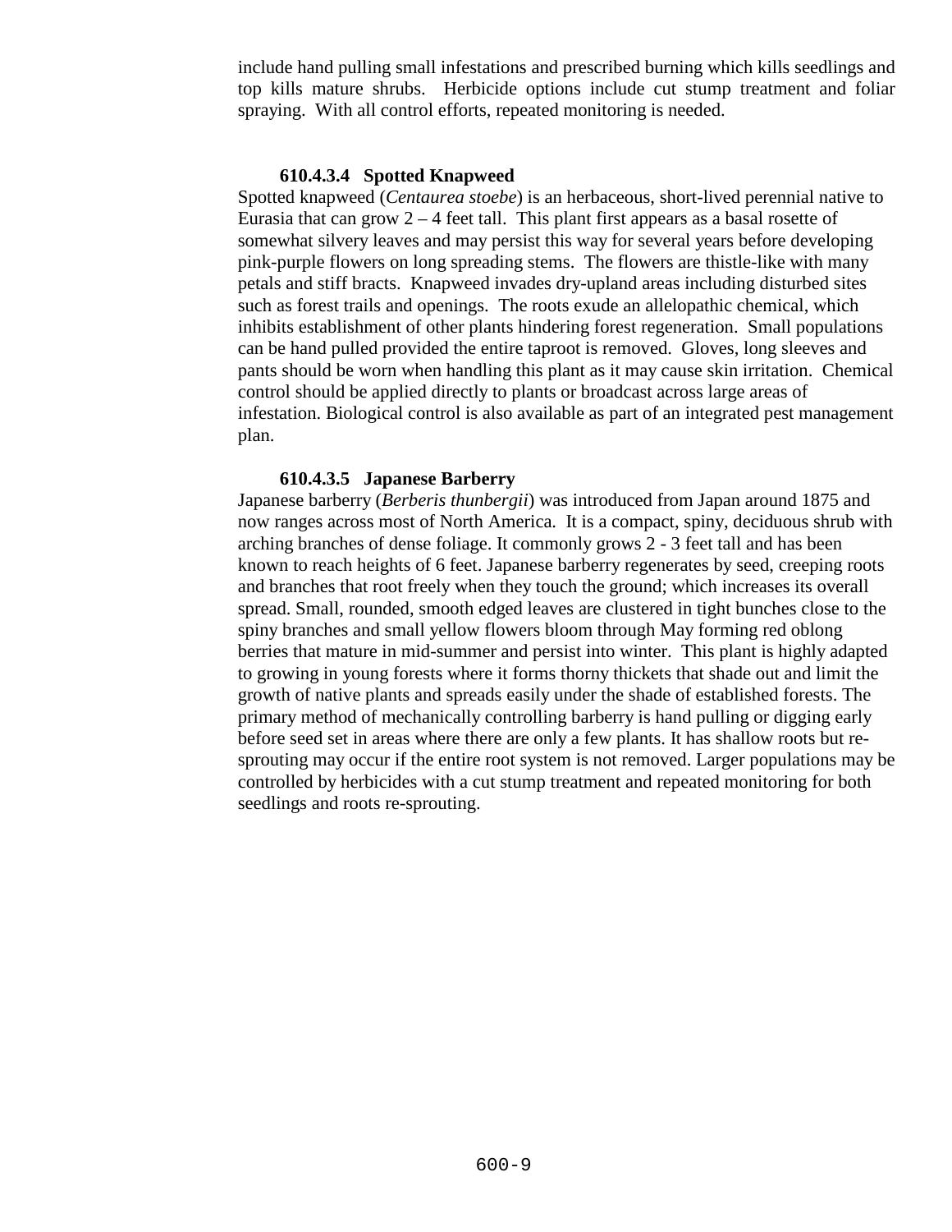include hand pulling small infestations and prescribed burning which kills seedlings and top kills mature shrubs. Herbicide options include cut stump treatment and foliar spraying. With all control efforts, repeated monitoring is needed.

#### 610.4.3.4 Spotted Knapweed

Spotted knapweed (*Centaurea stoebe*) is an herbaceous, short-lived perennial native to Eurasia that can grow 2 – 4 feet tall. This plant first appears as a basal rosette of somewhat silvery leaves and may persist this way for several years before developing pink-purple flowers on long spreading stems. The flowers are thistle-like with many petals and stiff bracts. Knapweed invades dry-upland areas including disturbed sites such as forest trails and openings. The roots exude an allelopathic chemical, which inhibits establishment of other plants hindering forest regeneration. Small populations can be hand pulled provided the entire taproot is removed. Gloves, long sleeves and pants should be worn when handling this plant as it may cause skin irritation. Chemical control should be applied directly to plants or broadcast across large areas of infestation. Biological control is also available as part of an integrated pest management plan.

#### 610.4.3.5 Japanese Barberry

Japanese barberry (*Berberis thunbergii*) was introduced from Japan around 1875 and now ranges across most of North America. It is a compact, spiny, deciduous shrub with arching branches of dense foliage. It commonly grows 2 - 3 feet tall and has been known to reach heights of 6 feet. Japanese barberry regenerates by seed, creeping roots and branches that root freely when they touch the ground; which increases its overall spread. Small, rounded, smooth edged leaves are clustered in tight bunches close to the spiny branches and small yellow flowers bloom through May forming red oblong berries that mature in mid-summer and persist into winter. This plant is highly adapted to growing in young forests where it forms thorny thickets that shade out and limit the growth of native plants and spreads easily under the shade of established forests. The primary method of mechanically controlling barberry is hand pulling or digging early before seed set in areas where there are only a few plants. It has shallow roots but re-sprouting may occur if the entire root system is not removed. Larger populations may be controlled by herbicides with a cut stump treatment and repeated monitoring for both seedlings and roots re-sprouting.